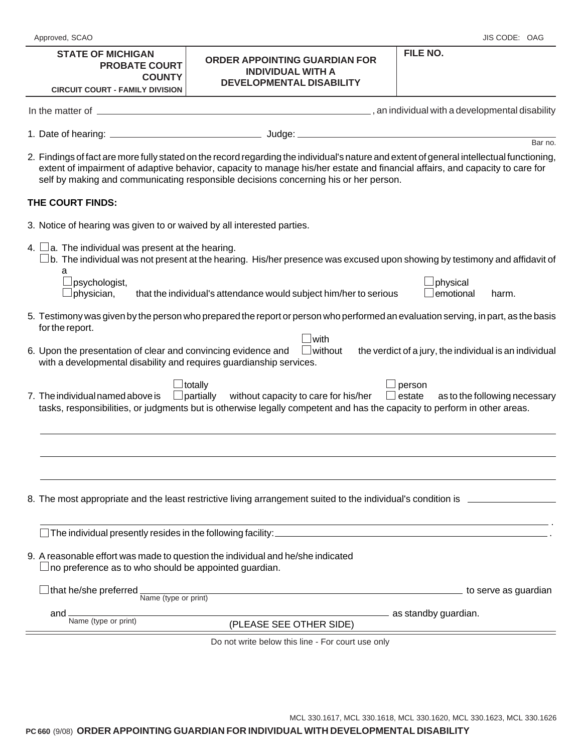Approved, SCAO | JIS CODE: OAG

| STATE OF MICHIGAN PROBATE COURT COUNTY CIRCUIT COURT - FAMILY DIVISION | ORDER APPOINTING GUARDIAN FOR INDIVIDUAL WITH A DEVELOPMENTAL DISABILITY | FILE NO. |
|---|---|---|

In the matter of \_\_\_\_\_\_\_\_\_\_\_\_\_\_\_\_\_\_\_\_\_\_\_\_\_\_\_\_\_\_, an individual with a developmental disability

1. Date of hearing: \_\_\_\_\_\_\_\_\_\_\_\_\_\_\_\_\_\_ Judge: \_\_\_\_\_\_\_\_\_\_\_\_\_\_\_\_\_\_\_\_\_\_\_\_ Bar no.

2. Findings of fact are more fully stated on the record regarding the individual's nature and extent of general intellectual functioning, extent of impairment of adaptive behavior, capacity to manage his/her estate and financial affairs, and capacity to care for self by making and communicating responsible decisions concerning his or her person.

**THE COURT FINDS:**

3. Notice of hearing was given to or waived by all interested parties.

4. ☐ a. The individual was present at the hearing.
   ☐ b. The individual was not present at the hearing. His/her presence was excused upon showing by testimony and affidavit of a ☐ psychologist, ☐ physician, that the individual's attendance would subject him/her to serious ☐ physical ☐ emotional harm.

5. Testimony was given by the person who prepared the report or person who performed an evaluation serving, in part, as the basis for the report.

6. Upon the presentation of clear and convincing evidence and ☐ with ☐ without the verdict of a jury, the individual is an individual with a developmental disability and requires guardianship services.

7. The individual named above is ☐ totally ☐ partially without capacity to care for his/her ☐ person ☐ estate as to the following necessary tasks, responsibilities, or judgments but is otherwise legally competent and has the capacity to perform in other areas.

\_\_\_\_\_\_\_\_\_\_\_\_\_\_\_\_\_\_\_\_\_\_\_\_\_\_\_\_\_\_\_\_\_\_\_\_\_\_\_\_\_\_\_\_\_\_\_\_\_\_\_\_\_\_\_\_\_\_

\_\_\_\_\_\_\_\_\_\_\_\_\_\_\_\_\_\_\_\_\_\_\_\_\_\_\_\_\_\_\_\_\_\_\_\_\_\_\_\_\_\_\_\_\_\_\_\_\_\_\_\_\_\_\_\_\_\_

\_\_\_\_\_\_\_\_\_\_\_\_\_\_\_\_\_\_\_\_\_\_\_\_\_\_\_\_\_\_\_\_\_\_\_\_\_\_\_\_\_\_\_\_\_\_\_\_\_\_\_\_\_\_\_\_\_\_

8. The most appropriate and the least restrictive living arrangement suited to the individual's condition is \_\_\_\_\_\_\_\_\_\_\_\_\_\_\_\_\_\_\_\_\_\_\_\_\_\_\_\_\_\_\_\_\_\_\_\_\_\_\_\_.

   ☐ The individual presently resides in the following facility: \_\_\_\_\_\_\_\_\_\_\_\_\_\_\_\_\_\_\_\_\_\_\_\_\_\_\_\_\_\_.

9. A reasonable effort was made to question the individual and he/she indicated
   ☐ no preference as to who should be appointed guardian.

   ☐ that he/she preferred \_\_\_\_\_\_\_\_\_\_\_\_\_\_\_\_\_\_\_\_\_\_\_\_\_\_\_\_\_\_ to serve as guardian
   Name (type or print)

   and \_\_\_\_\_\_\_\_\_\_\_\_\_\_\_\_\_\_\_\_\_\_\_\_\_\_\_\_\_\_ as standby guardian.
   Name (type or print)

(PLEASE SEE OTHER SIDE)

Do not write below this line - For court use only

MCL 330.1617, MCL 330.1618, MCL 330.1620, MCL 330.1623, MCL 330.1626

**PC 660** (9/08) **ORDER APPOINTING GUARDIAN FOR INDIVIDUAL WITH DEVELOPMENTAL DISABILITY**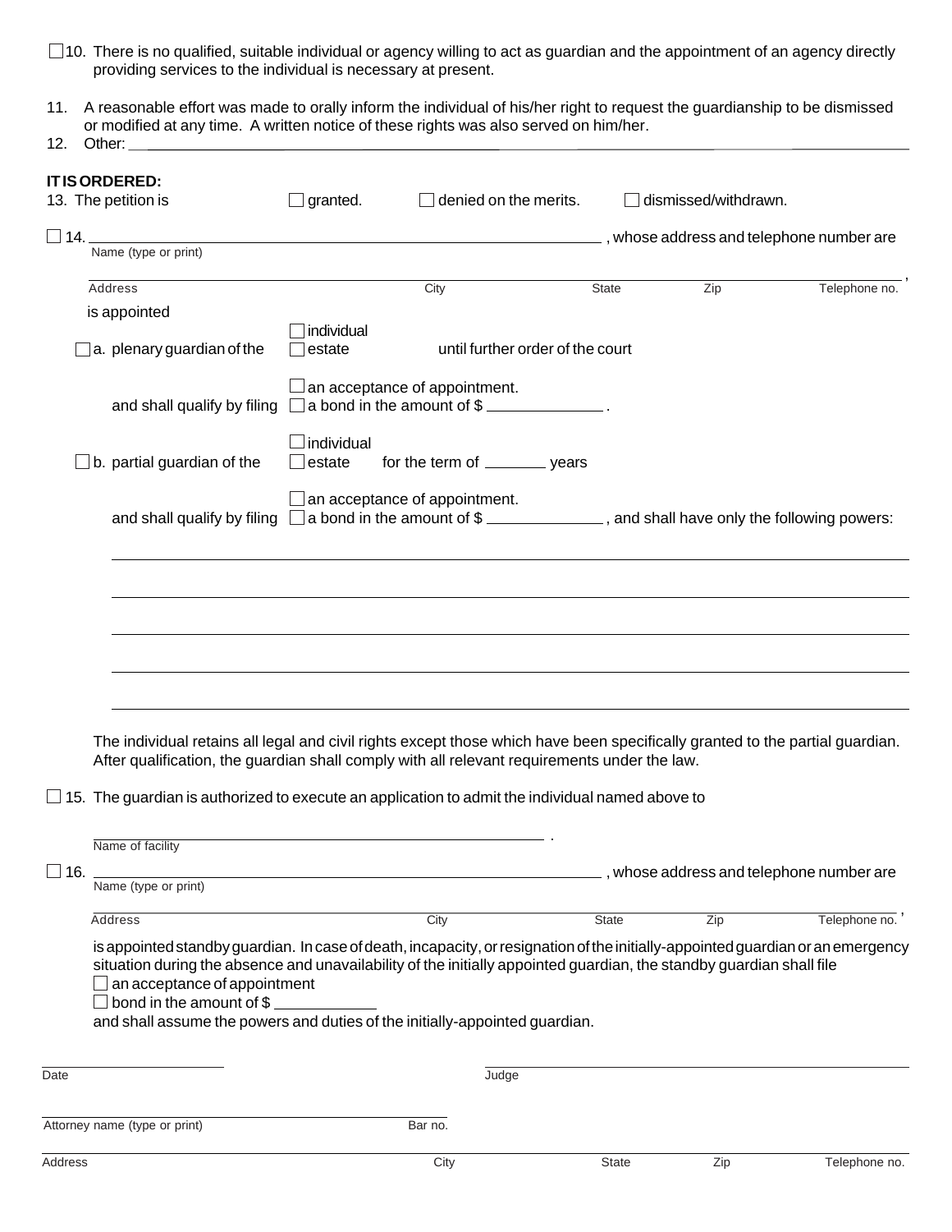☐ 10. There is no qualified, suitable individual or agency willing to act as guardian and the appointment of an agency directly providing services to the individual is necessary at present.

11. A reasonable effort was made to orally inform the individual of his/her right to request the guardianship to be dismissed or modified at any time. A written notice of these rights was also served on him/her.

12. Other: ____________________________________________________________

**IT IS ORDERED:**

13. The petition is ☐ granted. ☐ denied on the merits. ☐ dismissed/withdrawn.

☐ 14. ____________________________________________, whose address and telephone number are
Name (type or print)

____________________________________________________________,
Address City State Zip Telephone no.

is appointed

☐ a. plenary guardian of the ☐ individual ☐ estate until further order of the court

and shall qualify by filing ☐ an acceptance of appointment. ☐ a bond in the amount of $ ____________.

☐ b. partial guardian of the ☐ individual ☐ estate for the term of ________ years

and shall qualify by filing ☐ an acceptance of appointment. ☐ a bond in the amount of $ ____________, and shall have only the following powers:

____________________________________________________________

____________________________________________________________

____________________________________________________________

____________________________________________________________

____________________________________________________________

The individual retains all legal and civil rights except those which have been specifically granted to the partial guardian. After qualification, the guardian shall comply with all relevant requirements under the law.

☐ 15. The guardian is authorized to execute an application to admit the individual named above to

____________________________________________.
Name of facility

☐ 16. ____________________________________________, whose address and telephone number are
Name (type or print)

____________________________________________________________,
Address City State Zip Telephone no.

is appointed standby guardian. In case of death, incapacity, or resignation of the initially-appointed guardian or an emergency situation during the absence and unavailability of the initially appointed guardian, the standby guardian shall file
☐ an acceptance of appointment
☐ bond in the amount of $ ____________
and shall assume the powers and duties of the initially-appointed guardian.

______________________ ____________________________________
Date Judge

____________________________________________
Attorney name (type or print) Bar no.

____________________________________________________________
Address City State Zip Telephone no.